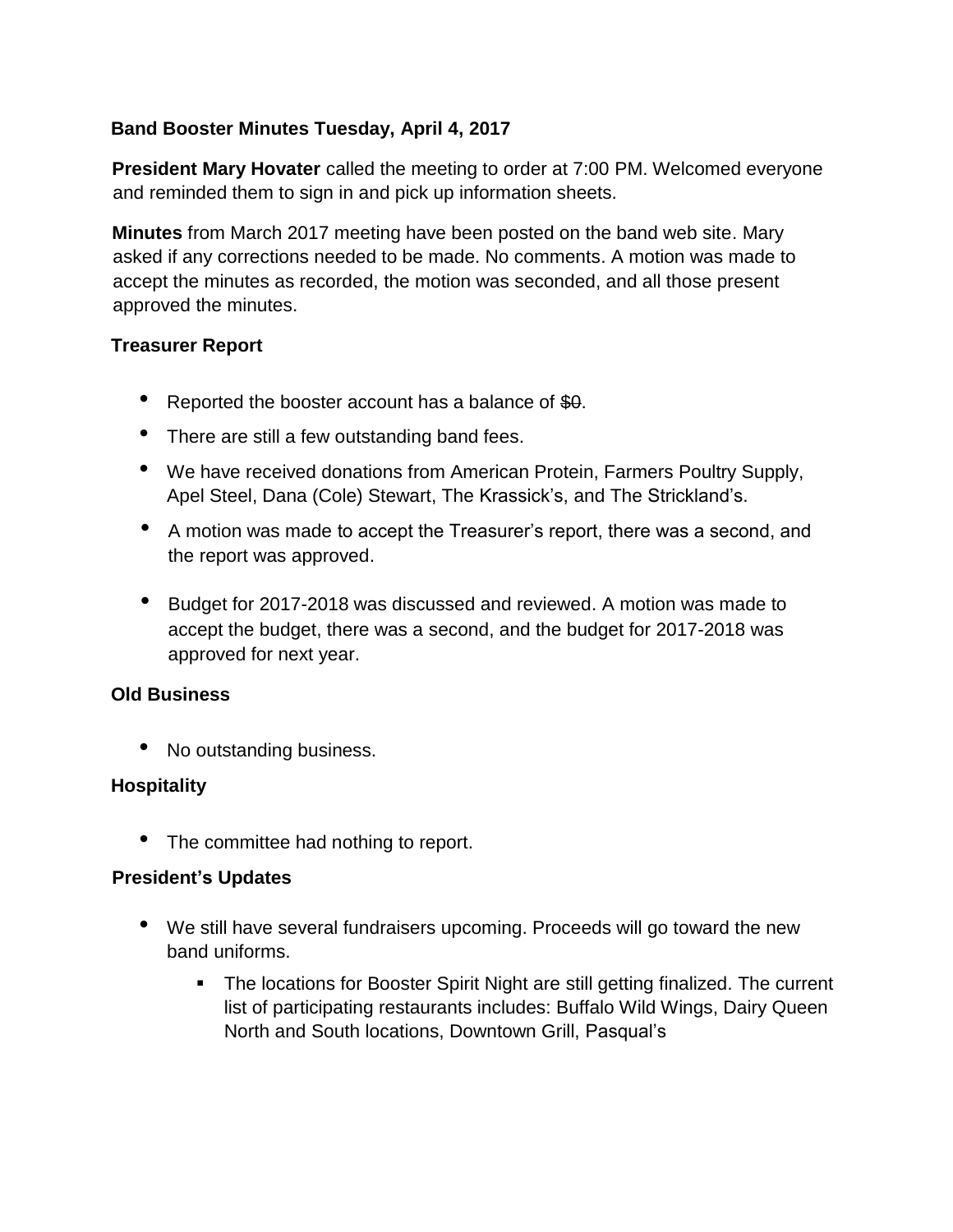**Band Booster Minutes Tuesday, April 4, 2017**

**President Mary Hovater** called the meeting to order at 7:00 PM. Welcomed everyone and reminded them to sign in and pick up information sheets.

**Minutes** from March 2017 meeting have been posted on the band web site. Mary asked if any corrections needed to be made. No comments. A motion was made to accept the minutes as recorded, the motion was seconded, and all those present approved the minutes.

**Treasurer Report**

- Reported the booster account has a balance of ~~$0~~.
- There are still a few outstanding band fees.
- We have received donations from American Protein, Farmers Poultry Supply, Apel Steel, Dana (Cole) Stewart, The Krassick's, and The Strickland's.
- A motion was made to accept the Treasurer's report, there was a second, and the report was approved.
- Budget for 2017-2018 was discussed and reviewed. A motion was made to accept the budget, there was a second, and the budget for 2017-2018 was approved for next year.

**Old Business**

- No outstanding business.

**Hospitality**

- The committee had nothing to report.

**President's Updates**

- We still have several fundraisers upcoming. Proceeds will go toward the new band uniforms.
    - The locations for Booster Spirit Night are still getting finalized. The current list of participating restaurants includes: Buffalo Wild Wings, Dairy Queen North and South locations, Downtown Grill, Pasqual's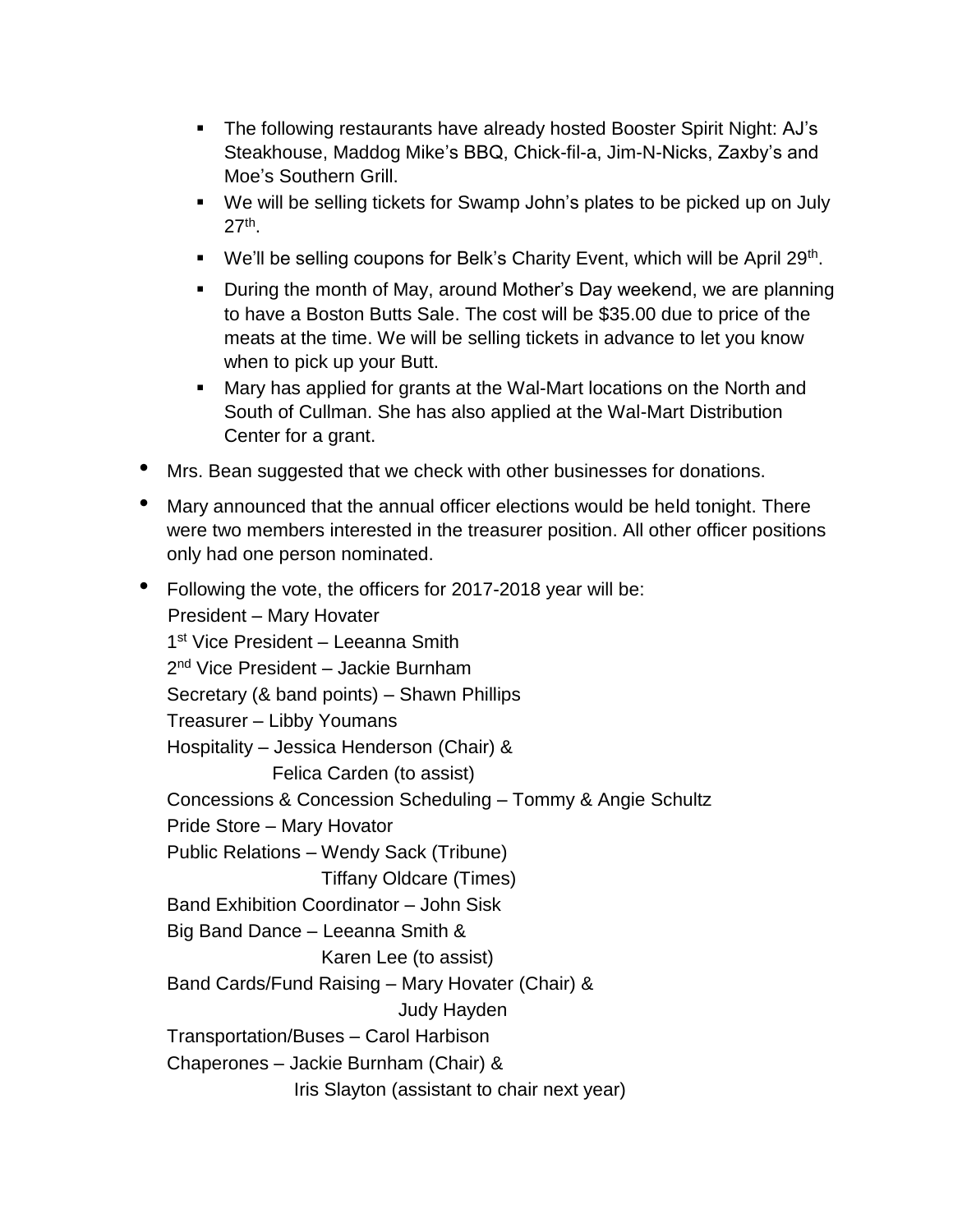- The following restaurants have already hosted Booster Spirit Night: AJ's Steakhouse, Maddog Mike's BBQ, Chick-fil-a, Jim-N-Nicks, Zaxby's and Moe's Southern Grill.
  - We will be selling tickets for Swamp John's plates to be picked up on July 27th.
  - We'll be selling coupons for Belk's Charity Event, which will be April 29th.
  - During the month of May, around Mother's Day weekend, we are planning to have a Boston Butts Sale. The cost will be $35.00 due to price of the meats at the time. We will be selling tickets in advance to let you know when to pick up your Butt.
  - Mary has applied for grants at the Wal-Mart locations on the North and South of Cullman. She has also applied at the Wal-Mart Distribution Center for a grant.

- Mrs. Bean suggested that we check with other businesses for donations.
- Mary announced that the annual officer elections would be held tonight. There were two members interested in the treasurer position. All other officer positions only had one person nominated.
- Following the vote, the officers for 2017-2018 year will be:
  President – Mary Hovater
  1st Vice President – Leeanna Smith
  2nd Vice President – Jackie Burnham
  Secretary (& band points) – Shawn Phillips
  Treasurer – Libby Youmans
  Hospitality – Jessica Henderson (Chair) &
  Felica Carden (to assist)
  Concessions & Concession Scheduling – Tommy & Angie Schultz
  Pride Store – Mary Hovator
  Public Relations – Wendy Sack (Tribune)
  Tiffany Oldcare (Times)
  Band Exhibition Coordinator – John Sisk
  Big Band Dance – Leeanna Smith &
  Karen Lee (to assist)
  Band Cards/Fund Raising – Mary Hovater (Chair) &
  Judy Hayden
  Transportation/Buses – Carol Harbison
  Chaperones – Jackie Burnham (Chair) &
  Iris Slayton (assistant to chair next year)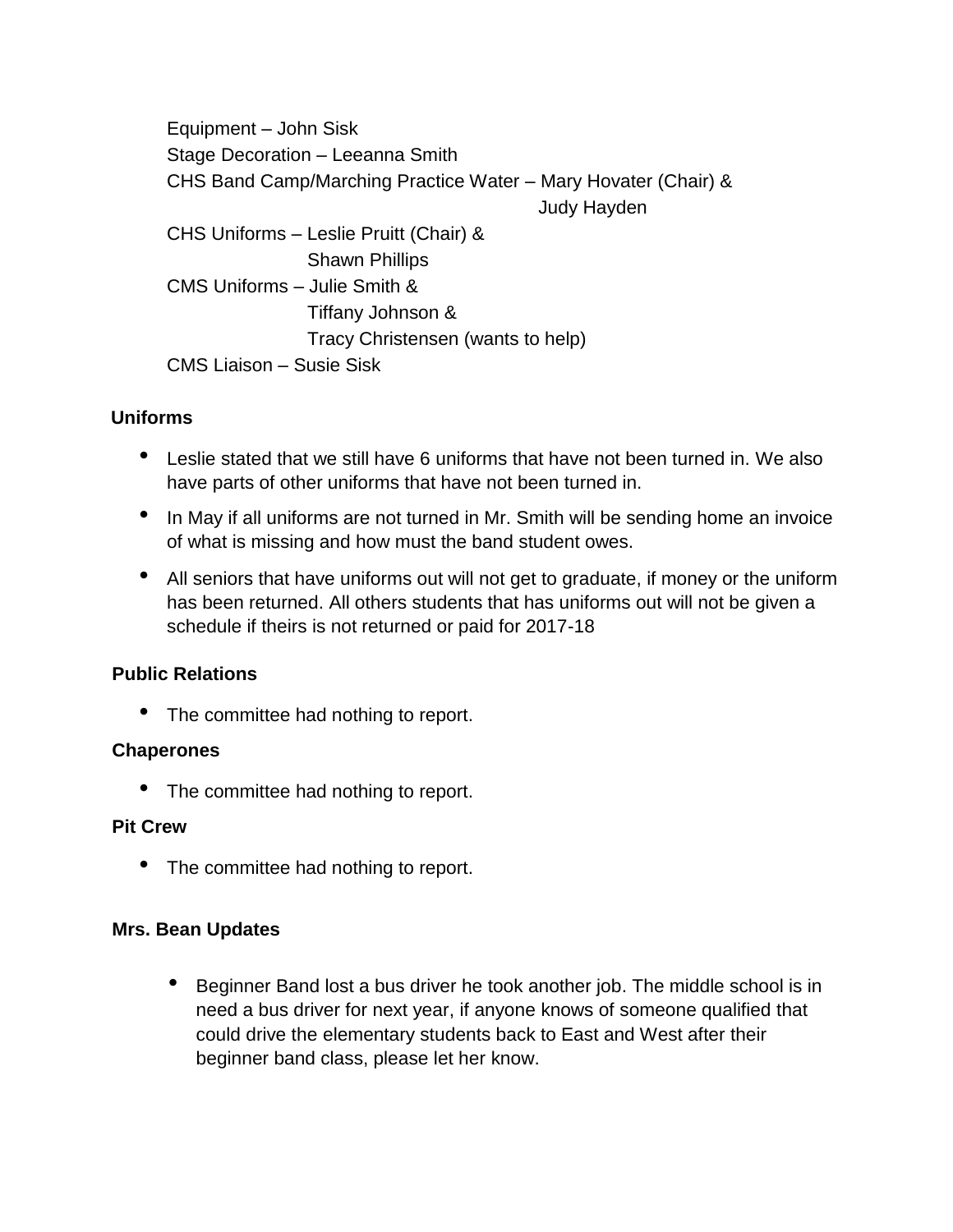Equipment – John Sisk
Stage Decoration – Leeanna Smith
CHS Band Camp/Marching Practice Water – Mary Hovater (Chair) & Judy Hayden
CHS Uniforms – Leslie Pruitt (Chair) & Shawn Phillips
CMS Uniforms – Julie Smith & Tiffany Johnson & Tracy Christensen (wants to help)
CMS Liaison – Susie Sisk

**Uniforms**

- Leslie stated that we still have 6 uniforms that have not been turned in. We also have parts of other uniforms that have not been turned in.
- In May if all uniforms are not turned in Mr. Smith will be sending home an invoice of what is missing and how must the band student owes.
- All seniors that have uniforms out will not get to graduate, if money or the uniform has been returned. All others students that has uniforms out will not be given a schedule if theirs is not returned or paid for 2017-18

**Public Relations**

- The committee had nothing to report.

**Chaperones**

- The committee had nothing to report.

**Pit Crew**

- The committee had nothing to report.

**Mrs. Bean Updates**

- Beginner Band lost a bus driver he took another job. The middle school is in need a bus driver for next year, if anyone knows of someone qualified that could drive the elementary students back to East and West after their beginner band class, please let her know.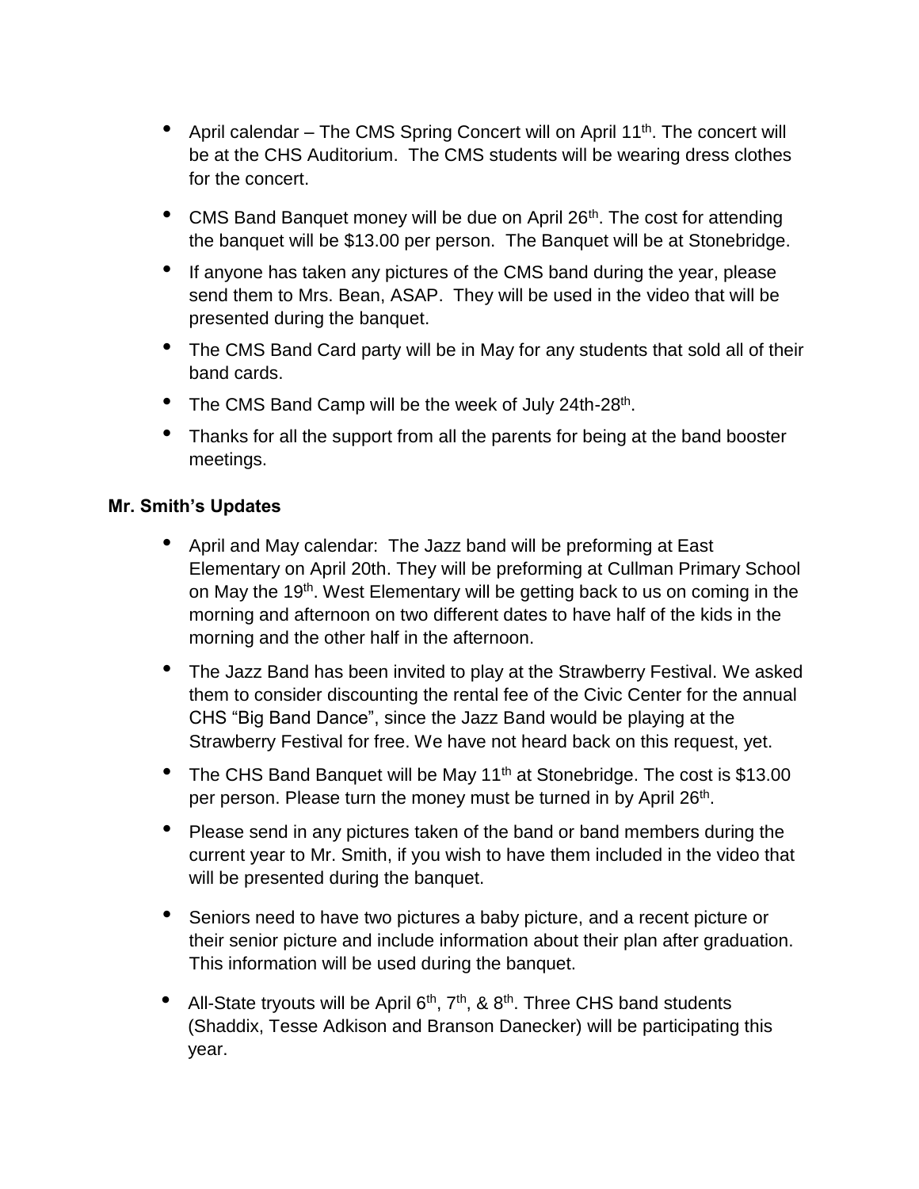- April calendar – The CMS Spring Concert will on April 11th. The concert will be at the CHS Auditorium. The CMS students will be wearing dress clothes for the concert.
- CMS Band Banquet money will be due on April 26th. The cost for attending the banquet will be $13.00 per person. The Banquet will be at Stonebridge.
- If anyone has taken any pictures of the CMS band during the year, please send them to Mrs. Bean, ASAP. They will be used in the video that will be presented during the banquet.
- The CMS Band Card party will be in May for any students that sold all of their band cards.
- The CMS Band Camp will be the week of July 24th-28th.
- Thanks for all the support from all the parents for being at the band booster meetings.

**Mr. Smith's Updates**

- April and May calendar: The Jazz band will be preforming at East Elementary on April 20th. They will be preforming at Cullman Primary School on May the 19th. West Elementary will be getting back to us on coming in the morning and afternoon on two different dates to have half of the kids in the morning and the other half in the afternoon.
- The Jazz Band has been invited to play at the Strawberry Festival. We asked them to consider discounting the rental fee of the Civic Center for the annual CHS "Big Band Dance", since the Jazz Band would be playing at the Strawberry Festival for free. We have not heard back on this request, yet.
- The CHS Band Banquet will be May 11th at Stonebridge. The cost is $13.00 per person. Please turn the money must be turned in by April 26th.
- Please send in any pictures taken of the band or band members during the current year to Mr. Smith, if you wish to have them included in the video that will be presented during the banquet.
- Seniors need to have two pictures a baby picture, and a recent picture or their senior picture and include information about their plan after graduation. This information will be used during the banquet.
- All-State tryouts will be April 6th, 7th, & 8th. Three CHS band students (Shaddix, Tesse Adkison and Branson Danecker) will be participating this year.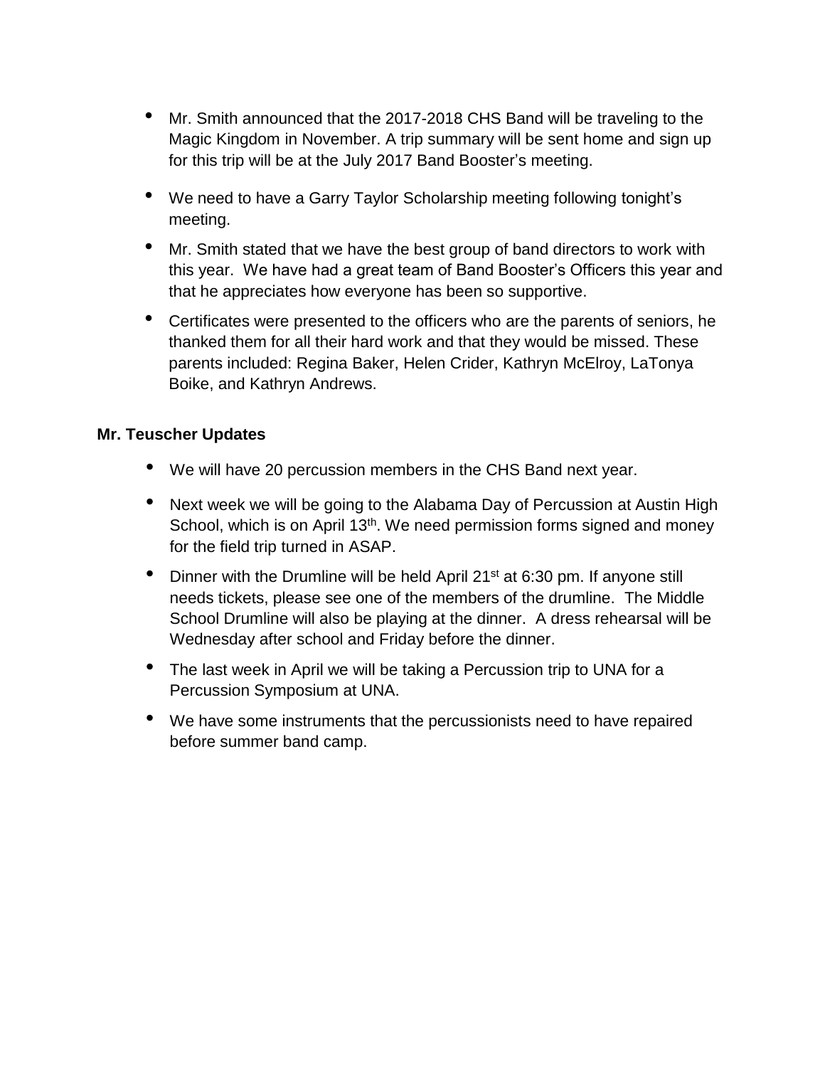- Mr. Smith announced that the 2017-2018 CHS Band will be traveling to the Magic Kingdom in November. A trip summary will be sent home and sign up for this trip will be at the July 2017 Band Booster's meeting.
- We need to have a Garry Taylor Scholarship meeting following tonight's meeting.
- Mr. Smith stated that we have the best group of band directors to work with this year. We have had a great team of Band Booster's Officers this year and that he appreciates how everyone has been so supportive.
- Certificates were presented to the officers who are the parents of seniors, he thanked them for all their hard work and that they would be missed. These parents included: Regina Baker, Helen Crider, Kathryn McElroy, LaTonya Boike, and Kathryn Andrews.

**Mr. Teuscher Updates**

- We will have 20 percussion members in the CHS Band next year.
- Next week we will be going to the Alabama Day of Percussion at Austin High School, which is on April 13th. We need permission forms signed and money for the field trip turned in ASAP.
- Dinner with the Drumline will be held April 21st at 6:30 pm. If anyone still needs tickets, please see one of the members of the drumline. The Middle School Drumline will also be playing at the dinner. A dress rehearsal will be Wednesday after school and Friday before the dinner.
- The last week in April we will be taking a Percussion trip to UNA for a Percussion Symposium at UNA.
- We have some instruments that the percussionists need to have repaired before summer band camp.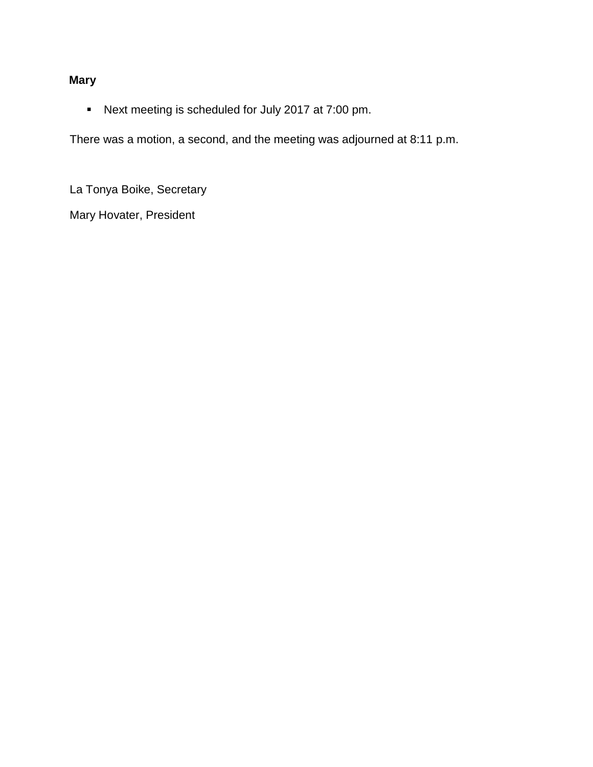**Mary**

- Next meeting is scheduled for July 2017 at 7:00 pm.

There was a motion, a second, and the meeting was adjourned at 8:11 p.m.

La Tonya Boike, Secretary

Mary Hovater, President